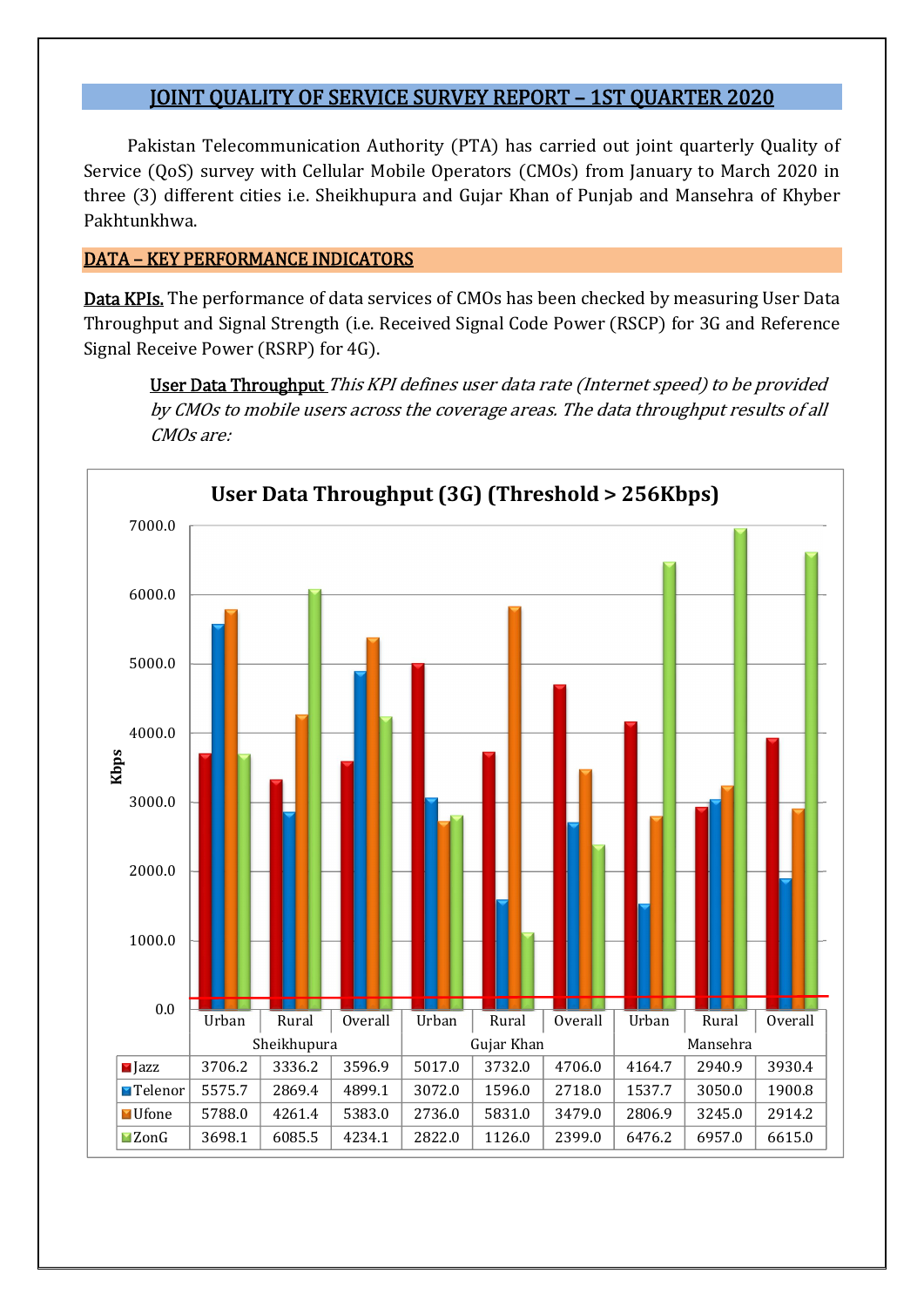## JOINT QUALITY OF SERVICE SURVEY REPORT – 1ST QUARTER 2020

Pakistan Telecommunication Authority (PTA) has carried out joint quarterly Quality of Service (QoS) survey with Cellular Mobile Operators (CMOs) from January to March 2020 in three (3) different cities i.e. Sheikhupura and Gujar Khan of Punjab and Mansehra of Khyber Pakhtunkhwa.

### DATA – KEY PERFORMANCE INDICATORS

**Data KPIs.** The performance of data services of CMOs has been checked by measuring User Data Throughput and Signal Strength (i.e. Received Signal Code Power (RSCP) for 3G and Reference Signal Receive Power (RSRP) for 4G).

User Data Throughput *This KPI defines user data rate (Internet speed) to be provided by CMOs to mobile users across the coverage areas. The data throughput results of all CMOs are:*

**User Data Throughput (3G) (Threshold > 256Kbps)**

| | Sheikhupura | | | Gujar Khan | | | Mansehra | | |
|---|---|---|---|---|---|---|---|---|---|
| | Urban | Rural | Overall | Urban | Rural | Overall | Urban | Rural | Overall |
| Jazz | 3706.2 | 3336.2 | 3596.9 | 5017.0 | 3732.0 | 4706.0 | 4164.7 | 2940.9 | 3930.4 |
| Telenor | 5575.7 | 2869.4 | 4899.1 | 3072.0 | 1596.0 | 2718.0 | 1537.7 | 3050.0 | 1900.8 |
| Ufone | 5788.0 | 4261.4 | 5383.0 | 2736.0 | 5831.0 | 3479.0 | 2806.9 | 3245.0 | 2914.2 |
| ZonG | 3698.1 | 6085.5 | 4234.1 | 2822.0 | 1126.0 | 2399.0 | 6476.2 | 6957.0 | 6615.0 |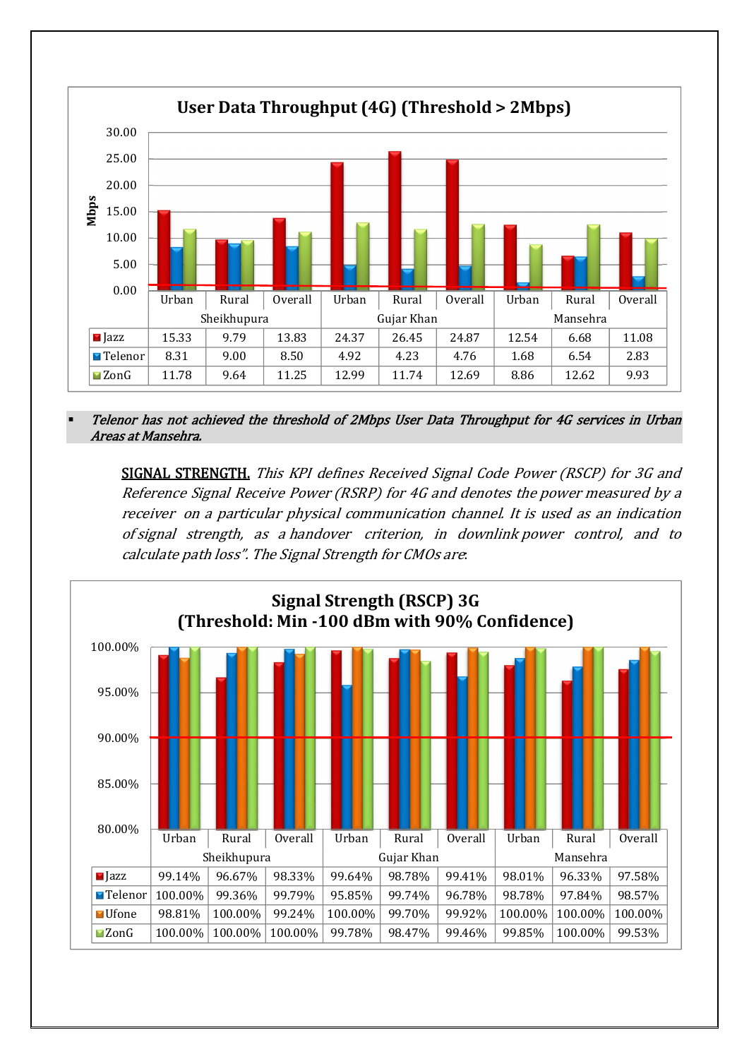**User Data Throughput (4G) (Threshold > 2Mbps)**

| | Sheikhupura | | | Gujar Khan | | | Mansehra | | |
|---|---|---|---|---|---|---|---|---|---|
| | Urban | Rural | Overall | Urban | Rural | Overall | Urban | Rural | Overall |
| Jazz | 15.33 | 9.79 | 13.83 | 24.37 | 26.45 | 24.87 | 12.54 | 6.68 | 11.08 |
| Telenor | 8.31 | 9.00 | 8.50 | 4.92 | 4.23 | 4.76 | 1.68 | 6.54 | 2.83 |
| ZonG | 11.78 | 9.64 | 11.25 | 12.99 | 11.74 | 12.69 | 8.86 | 12.62 | 9.93 |

- ***Telenor has not achieved the threshold of 2Mbps User Data Throughput for 4G services in Urban Areas at Mansehra.***

**SIGNAL STRENGTH.** *This KPI defines Received Signal Code Power (RSCP) for 3G and Reference Signal Receive Power (RSRP) for 4G and denotes the power measured by a receiver on a particular physical communication channel. It is used as an indication of signal strength, as a handover criterion, in downlink power control, and to calculate path loss". The Signal Strength for CMOs are:*

**Signal Strength (RSCP) 3G (Threshold: Min -100 dBm with 90% Confidence)**

| | Sheikhupura | | | Gujar Khan | | | Mansehra | | |
|---|---|---|---|---|---|---|---|---|---|
| | Urban | Rural | Overall | Urban | Rural | Overall | Urban | Rural | Overall |
| Jazz | 99.14% | 96.67% | 98.33% | 99.64% | 98.78% | 99.41% | 98.01% | 96.33% | 97.58% |
| Telenor | 100.00% | 99.36% | 99.79% | 95.85% | 99.74% | 96.78% | 98.78% | 97.84% | 98.57% |
| Ufone | 98.81% | 100.00% | 99.24% | 100.00% | 99.70% | 99.92% | 100.00% | 100.00% | 100.00% |
| ZonG | 100.00% | 100.00% | 100.00% | 99.78% | 98.47% | 99.46% | 99.85% | 100.00% | 99.53% |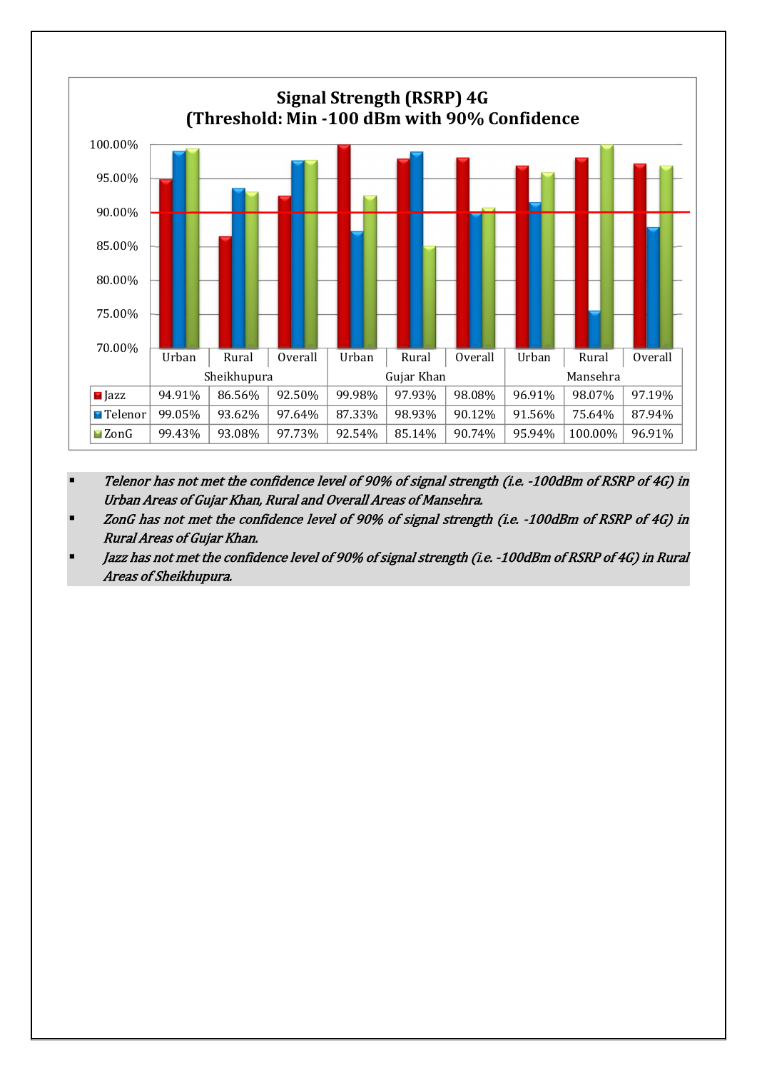## Signal Strength (RSRP) 4G
## (Threshold: Min -100 dBm with 90% Confidence

| | Sheikhupura | | | Gujar Khan | | | Mansehra | | |
|---|---|---|---|---|---|---|---|---|---|
| | Urban | Rural | Overall | Urban | Rural | Overall | Urban | Rural | Overall |
| Jazz | 94.91% | 86.56% | 92.50% | 99.98% | 97.93% | 98.08% | 96.91% | 98.07% | 97.19% |
| Telenor | 99.05% | 93.62% | 97.64% | 87.33% | 98.93% | 90.12% | 91.56% | 75.64% | 87.94% |
| ZonG | 99.43% | 93.08% | 97.73% | 92.54% | 85.14% | 90.74% | 95.94% | 100.00% | 96.91% |

- *Telenor has not met the confidence level of 90% of signal strength (i.e. -100dBm of RSRP of 4G) in Urban Areas of Gujar Khan, Rural and Overall Areas of Mansehra.*
- *ZonG has not met the confidence level of 90% of signal strength (i.e. -100dBm of RSRP of 4G) in Rural Areas of Gujar Khan.*
- *Jazz has not met the confidence level of 90% of signal strength (i.e. -100dBm of RSRP of 4G) in Rural Areas of Sheikhupura.*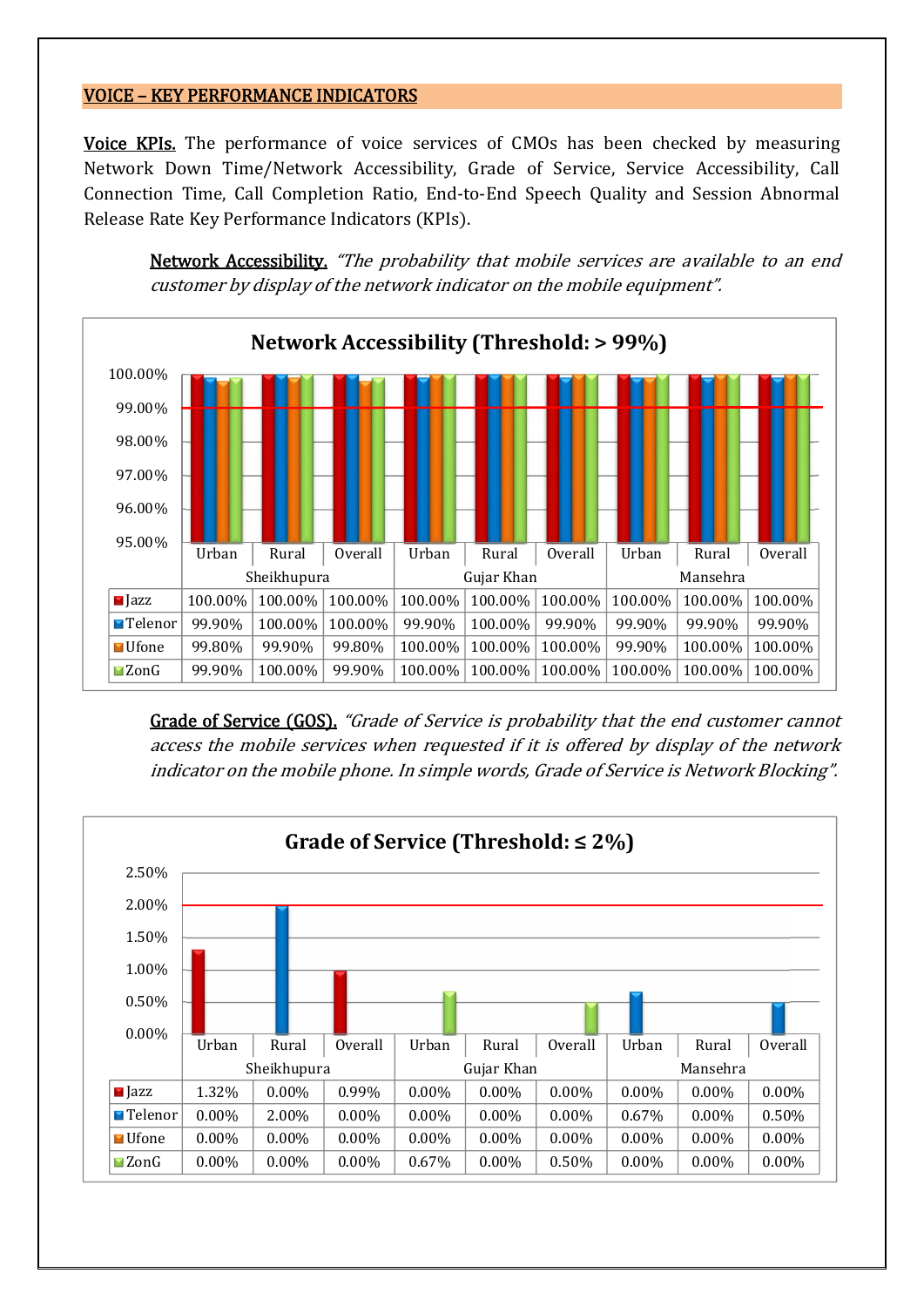## VOICE – KEY PERFORMANCE INDICATORS

**Voice KPIs.** The performance of voice services of CMOs has been checked by measuring Network Down Time/Network Accessibility, Grade of Service, Service Accessibility, Call Connection Time, Call Completion Ratio, End-to-End Speech Quality and Session Abnormal Release Rate Key Performance Indicators (KPIs).

> **Network Accessibility.** *"The probability that mobile services are available to an end customer by display of the network indicator on the mobile equipment".*

**Network Accessibility (Threshold: > 99%)**

| | Sheikhupura | | | Gujar Khan | | | Mansehra | | |
|---|---|---|---|---|---|---|---|---|---|
| | Urban | Rural | Overall | Urban | Rural | Overall | Urban | Rural | Overall |
| Jazz | 100.00% | 100.00% | 100.00% | 100.00% | 100.00% | 100.00% | 100.00% | 100.00% | 100.00% |
| Telenor | 99.90% | 100.00% | 100.00% | 99.90% | 100.00% | 99.90% | 99.90% | 99.90% | 99.90% |
| Ufone | 99.80% | 99.90% | 99.80% | 100.00% | 100.00% | 100.00% | 99.90% | 100.00% | 100.00% |
| ZonG | 99.90% | 100.00% | 99.90% | 100.00% | 100.00% | 100.00% | 100.00% | 100.00% | 100.00% |

> **Grade of Service (GOS).** *"Grade of Service is probability that the end customer cannot access the mobile services when requested if it is offered by display of the network indicator on the mobile phone. In simple words, Grade of Service is Network Blocking".*

**Grade of Service (Threshold: ≤ 2%)**

| | Sheikhupura | | | Gujar Khan | | | Mansehra | | |
|---|---|---|---|---|---|---|---|---|---|
| | Urban | Rural | Overall | Urban | Rural | Overall | Urban | Rural | Overall |
| Jazz | 1.32% | 0.00% | 0.99% | 0.00% | 0.00% | 0.00% | 0.00% | 0.00% | 0.00% |
| Telenor | 0.00% | 2.00% | 0.00% | 0.00% | 0.00% | 0.00% | 0.67% | 0.00% | 0.50% |
| Ufone | 0.00% | 0.00% | 0.00% | 0.00% | 0.00% | 0.00% | 0.00% | 0.00% | 0.00% |
| ZonG | 0.00% | 0.00% | 0.00% | 0.67% | 0.00% | 0.50% | 0.00% | 0.00% | 0.00% |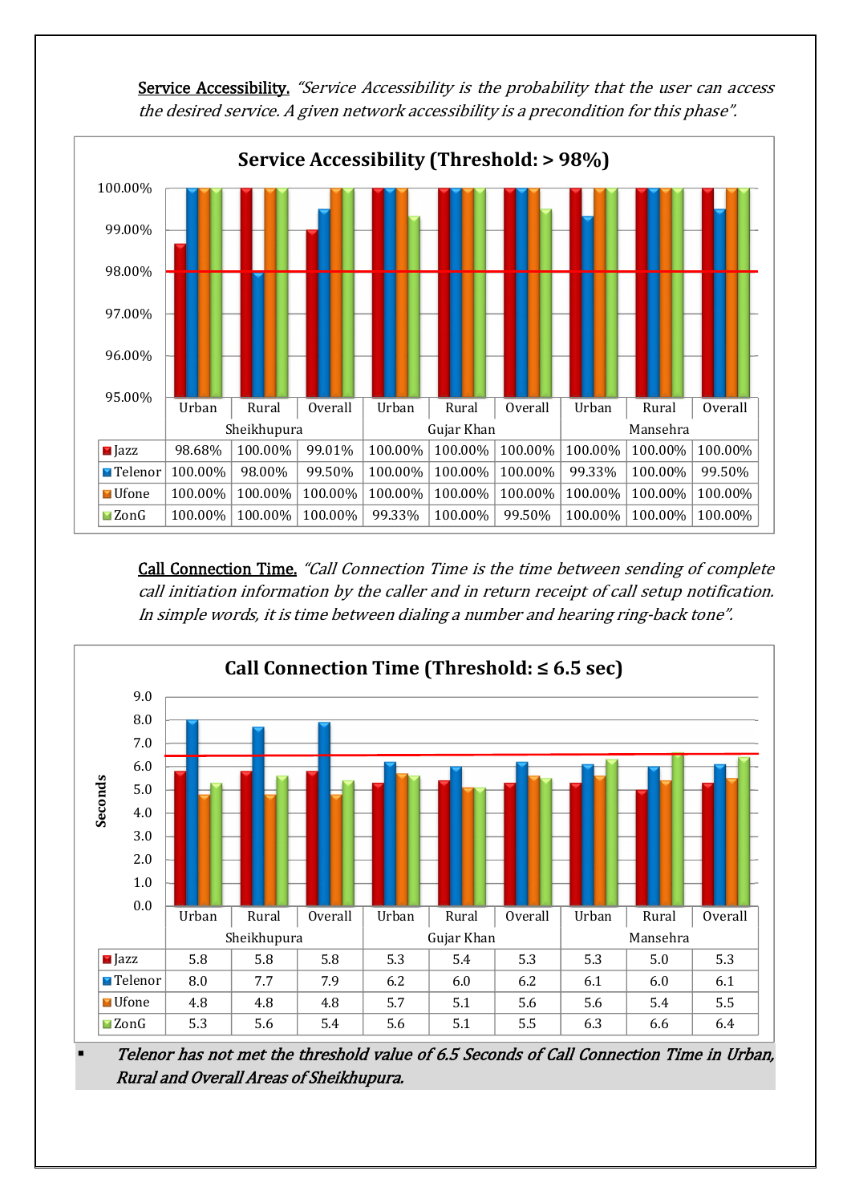**<u>Service Accessibility.</u>** *"Service Accessibility is the probability that the user can access the desired service. A given network accessibility is a precondition for this phase".*

**Service Accessibility (Threshold: > 98%)**

| | Sheikhupura | | | Gujar Khan | | | Mansehra | | |
|---|---|---|---|---|---|---|---|---|---|
| | Urban | Rural | Overall | Urban | Rural | Overall | Urban | Rural | Overall |
| Jazz | 98.68% | 100.00% | 99.01% | 100.00% | 100.00% | 100.00% | 100.00% | 100.00% | 100.00% |
| Telenor | 100.00% | 98.00% | 99.50% | 100.00% | 100.00% | 100.00% | 99.33% | 100.00% | 99.50% |
| Ufone | 100.00% | 100.00% | 100.00% | 100.00% | 100.00% | 100.00% | 100.00% | 100.00% | 100.00% |
| ZonG | 100.00% | 100.00% | 100.00% | 99.33% | 100.00% | 99.50% | 100.00% | 100.00% | 100.00% |

**<u>Call Connection Time.</u>** *"Call Connection Time is the time between sending of complete call initiation information by the caller and in return receipt of call setup notification. In simple words, it is time between dialing a number and hearing ring-back tone".*

**Call Connection Time (Threshold: ≤ 6.5 sec)**

| Seconds | Sheikhupura | | | Gujar Khan | | | Mansehra | | |
|---|---|---|---|---|---|---|---|---|---|
| | Urban | Rural | Overall | Urban | Rural | Overall | Urban | Rural | Overall |
| Jazz | 5.8 | 5.8 | 5.8 | 5.3 | 5.4 | 5.3 | 5.3 | 5.0 | 5.3 |
| Telenor | 8.0 | 7.7 | 7.9 | 6.2 | 6.0 | 6.2 | 6.1 | 6.0 | 6.1 |
| Ufone | 4.8 | 4.8 | 4.8 | 5.7 | 5.1 | 5.6 | 5.6 | 5.4 | 5.5 |
| ZonG | 5.3 | 5.6 | 5.4 | 5.6 | 5.1 | 5.5 | 6.3 | 6.6 | 6.4 |

- *Telenor has not met the threshold value of 6.5 Seconds of Call Connection Time in Urban, Rural and Overall Areas of Sheikhupura.*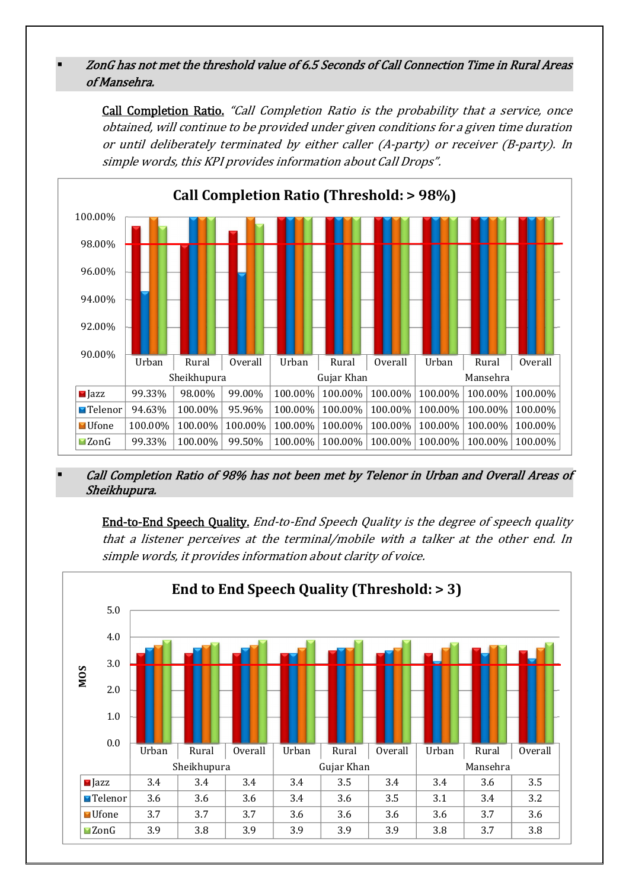- *ZonG has not met the threshold value of 6.5 Seconds of Call Connection Time in Rural Areas of Mansehra.*

**Call Completion Ratio.** *"Call Completion Ratio is the probability that a service, once obtained, will continue to be provided under given conditions for a given time duration or until deliberately terminated by either caller (A-party) or receiver (B-party). In simple words, this KPI provides information about Call Drops".*

**Call Completion Ratio (Threshold: > 98%)**

| | Sheikhupura | | | Gujar Khan | | | Mansehra | | |
|---|---|---|---|---|---|---|---|---|---|
| | Urban | Rural | Overall | Urban | Rural | Overall | Urban | Rural | Overall |
| Jazz | 99.33% | 98.00% | 99.00% | 100.00% | 100.00% | 100.00% | 100.00% | 100.00% | 100.00% |
| Telenor | 94.63% | 100.00% | 95.96% | 100.00% | 100.00% | 100.00% | 100.00% | 100.00% | 100.00% |
| Ufone | 100.00% | 100.00% | 100.00% | 100.00% | 100.00% | 100.00% | 100.00% | 100.00% | 100.00% |
| ZonG | 99.33% | 100.00% | 99.50% | 100.00% | 100.00% | 100.00% | 100.00% | 100.00% | 100.00% |

- *Call Completion Ratio of 98% has not been met by Telenor in Urban and Overall Areas of Sheikhupura.*

**End-to-End Speech Quality.** *End-to-End Speech Quality is the degree of speech quality that a listener perceives at the terminal/mobile with a talker at the other end. In simple words, it provides information about clarity of voice.*

**End to End Speech Quality (Threshold: > 3)**

| MOS | Sheikhupura | | | Gujar Khan | | | Mansehra | | |
|---|---|---|---|---|---|---|---|---|---|
| | Urban | Rural | Overall | Urban | Rural | Overall | Urban | Rural | Overall |
| Jazz | 3.4 | 3.4 | 3.4 | 3.4 | 3.5 | 3.4 | 3.4 | 3.6 | 3.5 |
| Telenor | 3.6 | 3.6 | 3.6 | 3.4 | 3.6 | 3.5 | 3.1 | 3.4 | 3.2 |
| Ufone | 3.7 | 3.7 | 3.7 | 3.6 | 3.6 | 3.6 | 3.6 | 3.7 | 3.6 |
| ZonG | 3.9 | 3.8 | 3.9 | 3.9 | 3.9 | 3.9 | 3.8 | 3.7 | 3.8 |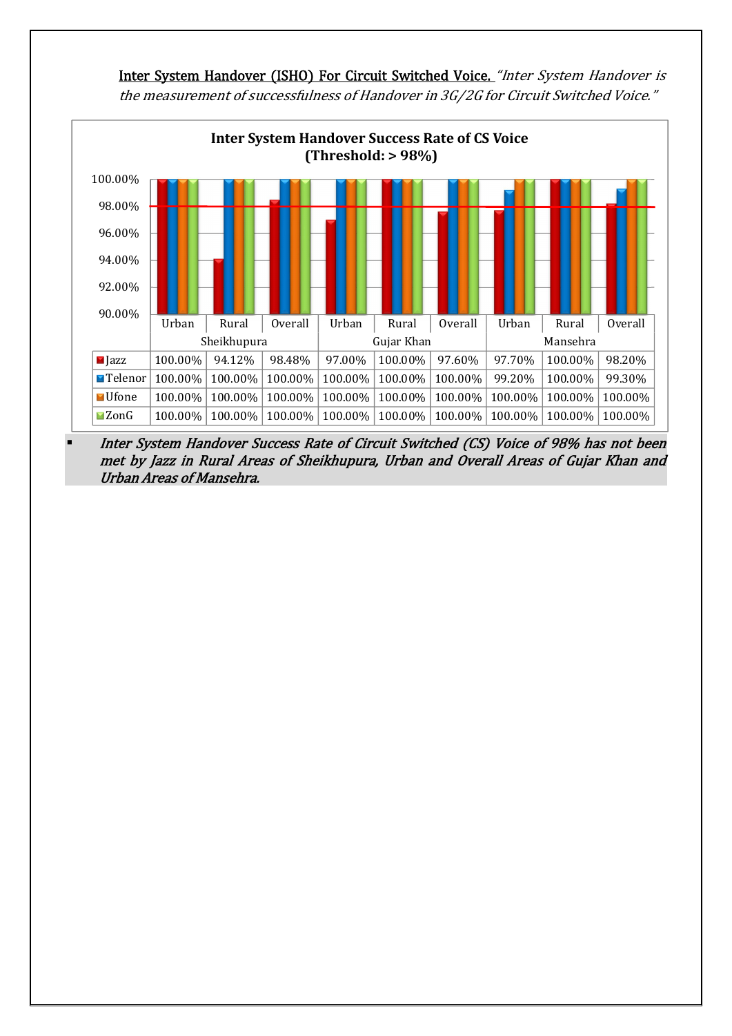**<u>Inter System Handover (ISHO) For Circuit Switched Voice.</u>** *"Inter System Handover is the measurement of successfulness of Handover in 3G/2G for Circuit Switched Voice."*

**Inter System Handover Success Rate of CS Voice (Threshold: > 98%)**

| | Sheikhupura | | | Gujar Khan | | | Mansehra | | |
|---|---|---|---|---|---|---|---|---|---|
| | Urban | Rural | Overall | Urban | Rural | Overall | Urban | Rural | Overall |
| Jazz | 100.00% | 94.12% | 98.48% | 97.00% | 100.00% | 97.60% | 97.70% | 100.00% | 98.20% |
| Telenor | 100.00% | 100.00% | 100.00% | 100.00% | 100.00% | 100.00% | 99.20% | 100.00% | 99.30% |
| Ufone | 100.00% | 100.00% | 100.00% | 100.00% | 100.00% | 100.00% | 100.00% | 100.00% | 100.00% |
| ZonG | 100.00% | 100.00% | 100.00% | 100.00% | 100.00% | 100.00% | 100.00% | 100.00% | 100.00% |

- *Inter System Handover Success Rate of Circuit Switched (CS) Voice of 98% has not been met by Jazz in Rural Areas of Sheikhupura, Urban and Overall Areas of Gujar Khan and Urban Areas of Mansehra.*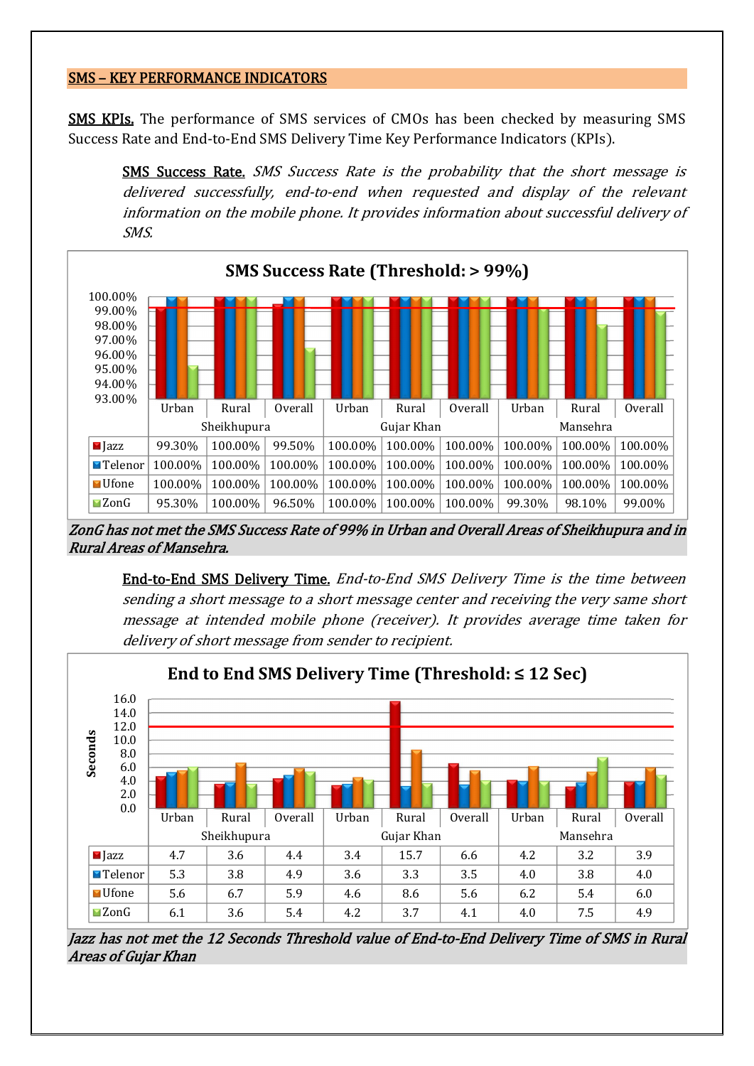## SMS – KEY PERFORMANCE INDICATORS

**SMS KPIs.** The performance of SMS services of CMOs has been checked by measuring SMS Success Rate and End-to-End SMS Delivery Time Key Performance Indicators (KPIs).

> **SMS Success Rate.** *SMS Success Rate is the probability that the short message is delivered successfully, end-to-end when requested and display of the relevant information on the mobile phone. It provides information about successful delivery of SMS.*

**SMS Success Rate (Threshold: > 99%)**

100.00%
99.00%
98.00%
97.00%
96.00%
95.00%
94.00%
93.00%

| | Sheikhupura | | | Gujar Khan | | | Mansehra | | |
|---|---|---|---|---|---|---|---|---|---|
| | Urban | Rural | Overall | Urban | Rural | Overall | Urban | Rural | Overall |
| Jazz | 99.30% | 100.00% | 99.50% | 100.00% | 100.00% | 100.00% | 100.00% | 100.00% | 100.00% |
| Telenor | 100.00% | 100.00% | 100.00% | 100.00% | 100.00% | 100.00% | 100.00% | 100.00% | 100.00% |
| Ufone | 100.00% | 100.00% | 100.00% | 100.00% | 100.00% | 100.00% | 100.00% | 100.00% | 100.00% |
| ZonG | 95.30% | 100.00% | 96.50% | 100.00% | 100.00% | 100.00% | 99.30% | 98.10% | 99.00% |

***ZonG has not met the SMS Success Rate of 99% in Urban and Overall Areas of Sheikhupura and in Rural Areas of Mansehra.***

> **End-to-End SMS Delivery Time.** *End-to-End SMS Delivery Time is the time between sending a short message to a short message center and receiving the very same short message at intended mobile phone (receiver). It provides average time taken for delivery of short message from sender to recipient.*

**End to End SMS Delivery Time (Threshold: ≤ 12 Sec)**

Seconds

16.0
14.0
12.0
10.0
8.0
6.0
4.0
2.0
0.0

| | Sheikhupura | | | Gujar Khan | | | Mansehra | | |
|---|---|---|---|---|---|---|---|---|---|
| | Urban | Rural | Overall | Urban | Rural | Overall | Urban | Rural | Overall |
| Jazz | 4.7 | 3.6 | 4.4 | 3.4 | 15.7 | 6.6 | 4.2 | 3.2 | 3.9 |
| Telenor | 5.3 | 3.8 | 4.9 | 3.6 | 3.3 | 3.5 | 4.0 | 3.8 | 4.0 |
| Ufone | 5.6 | 6.7 | 5.9 | 4.6 | 8.6 | 5.6 | 6.2 | 5.4 | 6.0 |
| ZonG | 6.1 | 3.6 | 5.4 | 4.2 | 3.7 | 4.1 | 4.0 | 7.5 | 4.9 |

***Jazz has not met the 12 Seconds Threshold value of End-to-End Delivery Time of SMS in Rural Areas of Gujar Khan***